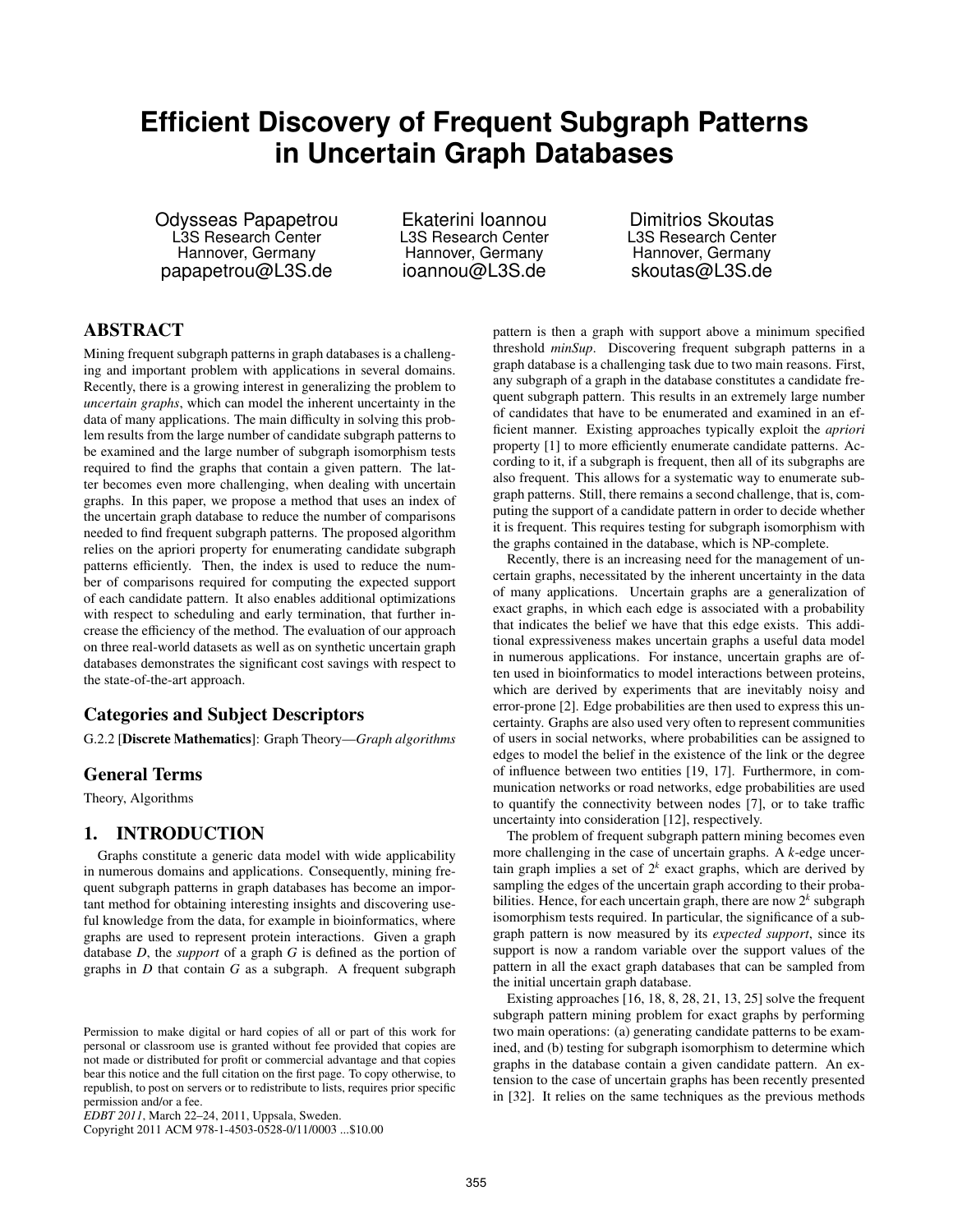# Efficient Discovery of Frequent Subgraph Patterns in Uncertain Graph Databases

Odysseas Papapetrou
L3S Research Center
Hannover, Germany
papapetrou@L3S.de

Ekaterini Ioannou
L3S Research Center
Hannover, Germany
ioannou@L3S.de

Dimitrios Skoutas
L3S Research Center
Hannover, Germany
skoutas@L3S.de

## ABSTRACT

Mining frequent subgraph patterns in graph databases is a challenging and important problem with applications in several domains. Recently, there is a growing interest in generalizing the problem to *uncertain graphs*, which can model the inherent uncertainty in the data of many applications. The main difficulty in solving this problem results from the large number of candidate subgraph patterns to be examined and the large number of subgraph isomorphism tests required to find the graphs that contain a given pattern. The latter becomes even more challenging, when dealing with uncertain graphs. In this paper, we propose a method that uses an index of the uncertain graph database to reduce the number of comparisons needed to find frequent subgraph patterns. The proposed algorithm relies on the apriori property for enumerating candidate subgraph patterns efficiently. Then, the index is used to reduce the number of comparisons required for computing the expected support of each candidate pattern. It also enables additional optimizations with respect to scheduling and early termination, that further increase the efficiency of the method. The evaluation of our approach on three real-world datasets as well as on synthetic uncertain graph databases demonstrates the significant cost savings with respect to the state-of-the-art approach.

### Categories and Subject Descriptors

G.2.2 [**Discrete Mathematics**]: Graph Theory—*Graph algorithms*

### General Terms

Theory, Algorithms

## 1. INTRODUCTION

Graphs constitute a generic data model with wide applicability in numerous domains and applications. Consequently, mining frequent subgraph patterns in graph databases has become an important method for obtaining interesting insights and discovering useful knowledge from the data, for example in bioinformatics, where graphs are used to represent protein interactions. Given a graph database $D$, the *support* of a graph $G$ is defined as the portion of graphs in $D$ that contain $G$ as a subgraph. A frequent subgraph pattern is then a graph with support above a minimum specified threshold *minSup*. Discovering frequent subgraph patterns in a graph database is a challenging task due to two main reasons. First, any subgraph of a graph in the database constitutes a candidate frequent subgraph pattern. This results in an extremely large number of candidates that have to be enumerated and examined in an efficient manner. Existing approaches typically exploit the *apriori* property [1] to more efficiently enumerate candidate patterns. According to it, if a subgraph is frequent, then all of its subgraphs are also frequent. This allows for a systematic way to enumerate subgraph patterns. Still, there remains a second challenge, that is, computing the support of a candidate pattern in order to decide whether it is frequent. This requires testing for subgraph isomorphism with the graphs contained in the database, which is NP-complete.

Recently, there is an increasing need for the management of uncertain graphs, necessitated by the inherent uncertainty in the data of many applications. Uncertain graphs are a generalization of exact graphs, in which each edge is associated with a probability that indicates the belief we have that this edge exists. This additional expressiveness makes uncertain graphs a useful data model in numerous applications. For instance, uncertain graphs are often used in bioinformatics to model interactions between proteins, which are derived by experiments that are inevitably noisy and error-prone [2]. Edge probabilities are then used to express this uncertainty. Graphs are also used very often to represent communities of users in social networks, where probabilities can be assigned to edges to model the belief in the existence of the link or the degree of influence between two entities [19, 17]. Furthermore, in communication networks or road networks, edge probabilities are used to quantify the connectivity between nodes [7], or to take traffic uncertainty into consideration [12], respectively.

The problem of frequent subgraph pattern mining becomes even more challenging in the case of uncertain graphs. A $k$-edge uncertain graph implies a set of $2^k$ exact graphs, which are derived by sampling the edges of the uncertain graph according to their probabilities. Hence, for each uncertain graph, there are now $2^k$ subgraph isomorphism tests required. In particular, the significance of a subgraph pattern is now measured by its *expected support*, since its support is now a random variable over the support values of the pattern in all the exact graph databases that can be sampled from the initial uncertain graph database.

Existing approaches [16, 18, 8, 28, 21, 13, 25] solve the frequent subgraph pattern mining problem for exact graphs by performing two main operations: (a) generating candidate patterns to be examined, and (b) testing for subgraph isomorphism to determine which graphs in the database contain a given candidate pattern. An extension to the case of uncertain graphs has been recently presented in [32]. It relies on the same techniques as the previous methods

Permission to make digital or hard copies of all or part of this work for personal or classroom use is granted without fee provided that copies are not made or distributed for profit or commercial advantage and that copies bear this notice and the full citation on the first page. To copy otherwise, to republish, to post on servers or to redistribute to lists, requires prior specific permission and/or a fee.
*EDBT 2011*, March 22–24, 2011, Uppsala, Sweden.
Copyright 2011 ACM 978-1-4503-0528-0/11/0003 ...$10.00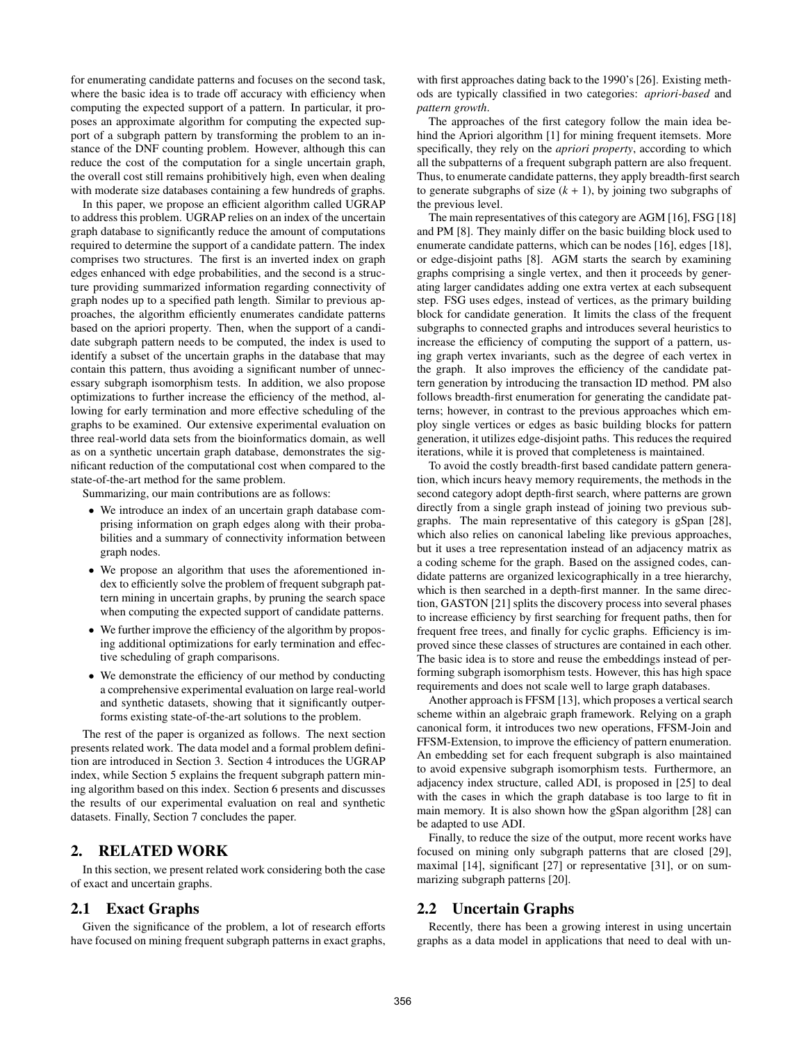for enumerating candidate patterns and focuses on the second task, where the basic idea is to trade off accuracy with efficiency when computing the expected support of a pattern. In particular, it proposes an approximate algorithm for computing the expected support of a subgraph pattern by transforming the problem to an instance of the DNF counting problem. However, although this can reduce the cost of the computation for a single uncertain graph, the overall cost still remains prohibitively high, even when dealing with moderate size databases containing a few hundreds of graphs.

In this paper, we propose an efficient algorithm called UGRAP to address this problem. UGRAP relies on an index of the uncertain graph database to significantly reduce the amount of computations required to determine the support of a candidate pattern. The index comprises two structures. The first is an inverted index on graph edges enhanced with edge probabilities, and the second is a structure providing summarized information regarding connectivity of graph nodes up to a specified path length. Similar to previous approaches, the algorithm efficiently enumerates candidate patterns based on the apriori property. Then, when the support of a candidate subgraph pattern needs to be computed, the index is used to identify a subset of the uncertain graphs in the database that may contain this pattern, thus avoiding a significant number of unnecessary subgraph isomorphism tests. In addition, we also propose optimizations to further increase the efficiency of the method, allowing for early termination and more effective scheduling of the graphs to be examined. Our extensive experimental evaluation on three real-world data sets from the bioinformatics domain, as well as on a synthetic uncertain graph database, demonstrates the significant reduction of the computational cost when compared to the state-of-the-art method for the same problem.

Summarizing, our main contributions are as follows:

- We introduce an index of an uncertain graph database comprising information on graph edges along with their probabilities and a summary of connectivity information between graph nodes.
- We propose an algorithm that uses the aforementioned index to efficiently solve the problem of frequent subgraph pattern mining in uncertain graphs, by pruning the search space when computing the expected support of candidate patterns.
- We further improve the efficiency of the algorithm by proposing additional optimizations for early termination and effective scheduling of graph comparisons.
- We demonstrate the efficiency of our method by conducting a comprehensive experimental evaluation on large real-world and synthetic datasets, showing that it significantly outperforms existing state-of-the-art solutions to the problem.

The rest of the paper is organized as follows. The next section presents related work. The data model and a formal problem definition are introduced in Section 3. Section 4 introduces the UGRAP index, while Section 5 explains the frequent subgraph pattern mining algorithm based on this index. Section 6 presents and discusses the results of our experimental evaluation on real and synthetic datasets. Finally, Section 7 concludes the paper.

## 2. RELATED WORK

In this section, we present related work considering both the case of exact and uncertain graphs.

### 2.1 Exact Graphs

Given the significance of the problem, a lot of research efforts have focused on mining frequent subgraph patterns in exact graphs, with first approaches dating back to the 1990's [26]. Existing methods are typically classified in two categories: *apriori-based* and *pattern growth*.

The approaches of the first category follow the main idea behind the Apriori algorithm [1] for mining frequent itemsets. More specifically, they rely on the *apriori property*, according to which all the subpatterns of a frequent subgraph pattern are also frequent. Thus, to enumerate candidate patterns, they apply breadth-first search to generate subgraphs of size $(k + 1)$, by joining two subgraphs of the previous level.

The main representatives of this category are AGM [16], FSG [18] and PM [8]. They mainly differ on the basic building block used to enumerate candidate patterns, which can be nodes [16], edges [18], or edge-disjoint paths [8]. AGM starts the search by examining graphs comprising a single vertex, and then it proceeds by generating larger candidates adding one extra vertex at each subsequent step. FSG uses edges, instead of vertices, as the primary building block for candidate generation. It limits the class of the frequent subgraphs to connected graphs and introduces several heuristics to increase the efficiency of computing the support of a pattern, using graph vertex invariants, such as the degree of each vertex in the graph. It also improves the efficiency of the candidate pattern generation by introducing the transaction ID method. PM also follows breadth-first enumeration for generating the candidate patterns; however, in contrast to the previous approaches which employ single vertices or edges as basic building blocks for pattern generation, it utilizes edge-disjoint paths. This reduces the required iterations, while it is proved that completeness is maintained.

To avoid the costly breadth-first based candidate pattern generation, which incurs heavy memory requirements, the methods in the second category adopt depth-first search, where patterns are grown directly from a single graph instead of joining two previous subgraphs. The main representative of this category is gSpan [28], which also relies on canonical labeling like previous approaches, but it uses a tree representation instead of an adjacency matrix as a coding scheme for the graph. Based on the assigned codes, candidate patterns are organized lexicographically in a tree hierarchy, which is then searched in a depth-first manner. In the same direction, GASTON [21] splits the discovery process into several phases to increase efficiency by first searching for frequent paths, then for frequent free trees, and finally for cyclic graphs. Efficiency is improved since these classes of structures are contained in each other. The basic idea is to store and reuse the embeddings instead of performing subgraph isomorphism tests. However, this has high space requirements and does not scale well to large graph databases.

Another approach is FFSM [13], which proposes a vertical search scheme within an algebraic graph framework. Relying on a graph canonical form, it introduces two new operations, FFSM-Join and FFSM-Extension, to improve the efficiency of pattern enumeration. An embedding set for each frequent subgraph is also maintained to avoid expensive subgraph isomorphism tests. Furthermore, an adjacency index structure, called ADI, is proposed in [25] to deal with the cases in which the graph database is too large to fit in main memory. It is also shown how the gSpan algorithm [28] can be adapted to use ADI.

Finally, to reduce the size of the output, more recent works have focused on mining only subgraph patterns that are closed [29], maximal [14], significant [27] or representative [31], or on summarizing subgraph patterns [20].

### 2.2 Uncertain Graphs

Recently, there has been a growing interest in using uncertain graphs as a data model in applications that need to deal with un-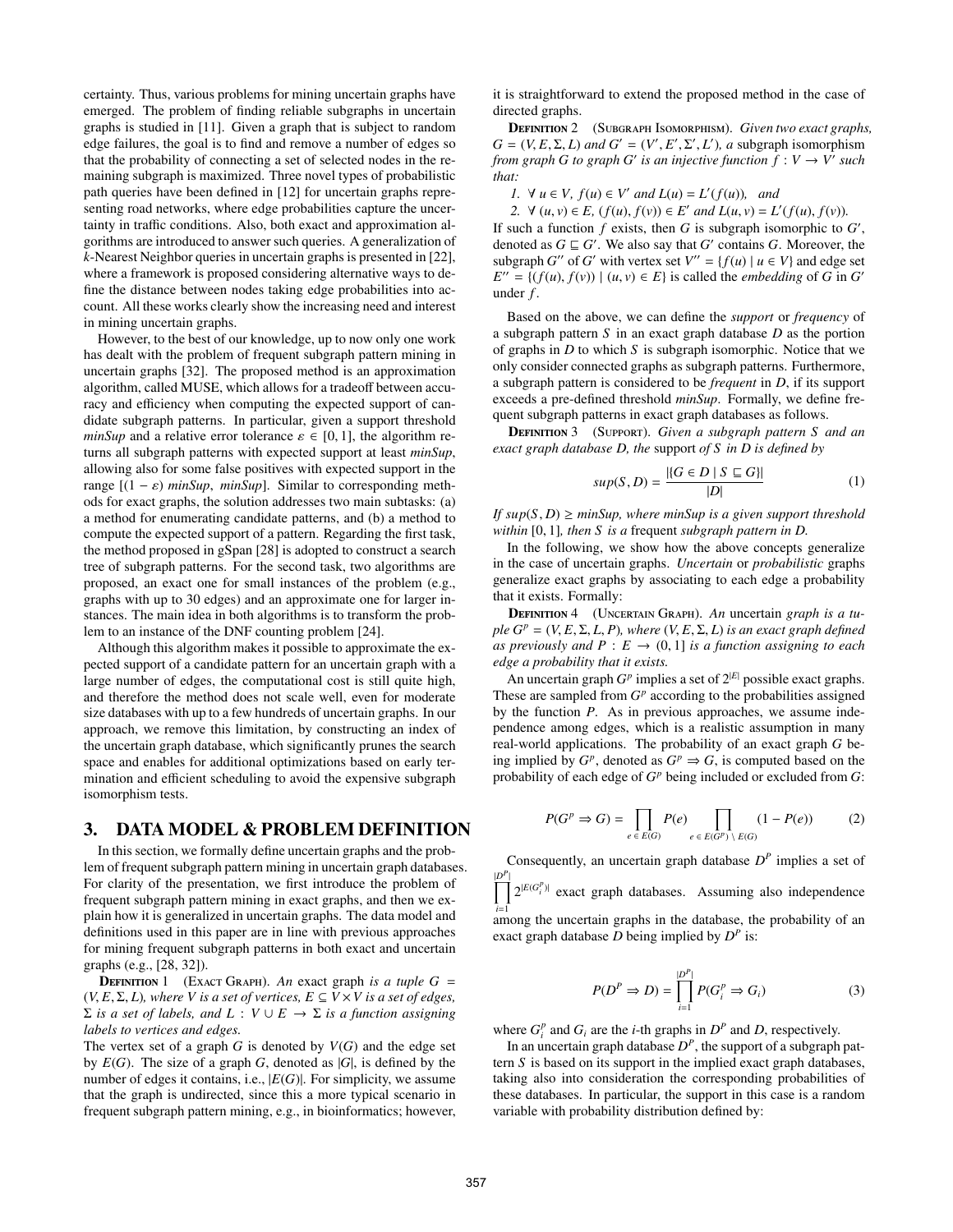certainty. Thus, various problems for mining uncertain graphs have emerged. The problem of finding reliable subgraphs in uncertain graphs is studied in [11]. Given a graph that is subject to random edge failures, the goal is to find and remove a number of edges so that the probability of connecting a set of selected nodes in the remaining subgraph is maximized. Three novel types of probabilistic path queries have been defined in [12] for uncertain graphs representing road networks, where edge probabilities capture the uncertainty in traffic conditions. Also, both exact and approximation algorithms are introduced to answer such queries. A generalization of $k$-Nearest Neighbor queries in uncertain graphs is presented in [22], where a framework is proposed considering alternative ways to define the distance between nodes taking edge probabilities into account. All these works clearly show the increasing need and interest in mining uncertain graphs.

However, to the best of our knowledge, up to now only one work has dealt with the problem of frequent subgraph pattern mining in uncertain graphs [32]. The proposed method is an approximation algorithm, called MUSE, which allows for a tradeoff between accuracy and efficiency when computing the expected support of candidate subgraph patterns. In particular, given a support threshold *minSup* and a relative error tolerance $\varepsilon \in [0, 1]$, the algorithm returns all subgraph patterns with expected support at least *minSup*, allowing also for some false positives with expected support in the range $[(1 - \varepsilon)$ *minSup*, *minSup*$]$. Similar to corresponding methods for exact graphs, the solution addresses two main subtasks: (a) a method for enumerating candidate patterns, and (b) a method to compute the expected support of a pattern. Regarding the first task, the method proposed in gSpan [28] is adopted to construct a search tree of subgraph patterns. For the second task, two algorithms are proposed, an exact one for small instances of the problem (e.g., graphs with up to 30 edges) and an approximate one for larger instances. The main idea in both algorithms is to transform the problem to an instance of the DNF counting problem [24].

Although this algorithm makes it possible to approximate the expected support of a candidate pattern for an uncertain graph with a large number of edges, the computational cost is still quite high, and therefore the method does not scale well, even for moderate size databases with up to a few hundreds of uncertain graphs. In our approach, we remove this limitation, by constructing an index of the uncertain graph database, which significantly prunes the search space and enables for additional optimizations based on early termination and efficient scheduling to avoid the expensive subgraph isomorphism tests.

## 3. DATA MODEL & PROBLEM DEFINITION

In this section, we formally define uncertain graphs and the problem of frequent subgraph pattern mining in uncertain graph databases. For clarity of the presentation, we first introduce the problem of frequent subgraph pattern mining in exact graphs, and then we explain how it is generalized in uncertain graphs. The data model and definitions used in this paper are in line with previous approaches for mining frequent subgraph patterns in both exact and uncertain graphs (e.g., [28, 32]).

**Definition 1** (Exact Graph). *An* exact graph *is a tuple* $G = (V, E, \Sigma, L)$*, where* $V$ *is a set of vertices,* $E \subseteq V \times V$ *is a set of edges,* $\Sigma$ *is a set of labels, and* $L : V \cup E \to \Sigma$ *is a function assigning labels to vertices and edges.*

The vertex set of a graph $G$ is denoted by $V(G)$ and the edge set by $E(G)$. The size of a graph $G$, denoted as $|G|$, is defined by the number of edges it contains, i.e., $|E(G)|$. For simplicity, we assume that the graph is undirected, since this a more typical scenario in frequent subgraph pattern mining, e.g., in bioinformatics; however, it is straightforward to extend the proposed method in the case of directed graphs.

**Definition 2** (Subgraph Isomorphism). *Given two exact graphs,* $G = (V, E, \Sigma, L)$ *and* $G' = (V', E', \Sigma', L')$*, a* subgraph isomorphism *from graph* $G$ *to graph* $G'$ *is an injective function* $f : V \to V'$ *such that:*

*1.* $\forall\, u \in V,\ f(u) \in V'$ *and* $L(u) = L'(f(u))$*, and*

*2.* $\forall\, (u, v) \in E,\ (f(u), f(v)) \in E'$ *and* $L(u, v) = L'(f(u), f(v))$*.*

If such a function $f$ exists, then $G$ is subgraph isomorphic to $G'$, denoted as $G \sqsubseteq G'$. We also say that $G'$ contains $G$. Moreover, the subgraph $G''$ of $G'$ with vertex set $V'' = \{f(u) \mid u \in V\}$ and edge set $E'' = \{(f(u), f(v)) \mid (u, v) \in E\}$ is called the *embedding* of $G$ in $G'$ under $f$.

Based on the above, we can define the *support* or *frequency* of a subgraph pattern $S$ in an exact graph database $D$ as the portion of graphs in $D$ to which $S$ is subgraph isomorphic. Notice that we only consider connected graphs as subgraph patterns. Furthermore, a subgraph pattern is considered to be *frequent* in $D$, if its support exceeds a pre-defined threshold *minSup*. Formally, we define frequent subgraph patterns in exact graph databases as follows.

**Definition 3** (Support). *Given a subgraph pattern* $S$ *and an exact graph database* $D$*, the* support *of* $S$ *in* $D$ *is defined by*

$$sup(S, D) = \frac{|\{G \in D \mid S \sqsubseteq G\}|}{|D|} \tag{1}$$

*If* $sup(S, D) \geq minSup$*, where minSup is a given support threshold within* $[0, 1]$*, then* $S$ *is a* frequent *subgraph pattern in* $D$*.*

In the following, we show how the above concepts generalize in the case of uncertain graphs. *Uncertain* or *probabilistic* graphs generalize exact graphs by associating to each edge a probability that it exists. Formally:

**Definition 4** (Uncertain Graph). *An* uncertain *graph is a tuple* $G^p = (V, E, \Sigma, L, P)$*, where* $(V, E, \Sigma, L)$ *is an exact graph defined as previously and* $P : E \to (0, 1]$ *is a function assigning to each edge a probability that it exists.*

An uncertain graph $G^p$ implies a set of $2^{|E|}$ possible exact graphs. These are sampled from $G^p$ according to the probabilities assigned by the function $P$. As in previous approaches, we assume independence among edges, which is a realistic assumption in many real-world applications. The probability of an exact graph $G$ being implied by $G^p$, denoted as $G^p \Rightarrow G$, is computed based on the probability of each edge of $G^p$ being included or excluded from $G$:

$$P(G^p \Rightarrow G) = \prod_{e \in E(G)} P(e) \prod_{e \in E(G^p) \setminus E(G)} (1 - P(e)) \tag{2}$$

Consequently, an uncertain graph database $D^P$ implies a set of $\prod_{i=1}^{|D^P|} 2^{|E(G_i^p)|}$ exact graph databases. Assuming also independence among the uncertain graphs in the database, the probability of an exact graph database $D$ being implied by $D^P$ is:

$$P(D^P \Rightarrow D) = \prod_{i=1}^{|D^P|} P(G_i^p \Rightarrow G_i) \tag{3}$$

where $G_i^p$ and $G_i$ are the $i$-th graphs in $D^P$ and $D$, respectively.

In an uncertain graph database $D^P$, the support of a subgraph pattern $S$ is based on its support in the implied exact graph databases, taking also into consideration the corresponding probabilities of these databases. In particular, the support in this case is a random variable with probability distribution defined by: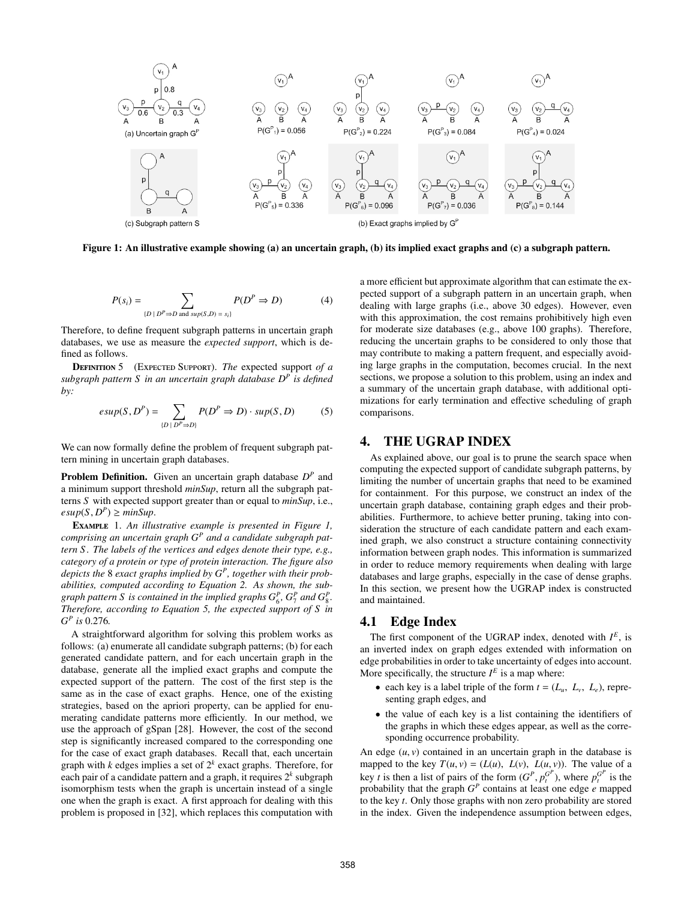Figure 1: An illustrative example showing (a) an uncertain graph, (b) its implied exact graphs and (c) a subgraph pattern.

$$P(s_i) = \sum_{\{D \mid D^P \Rightarrow D \text{ and } sup(S,D) = s_i\}} P(D^P \Rightarrow D) \quad (4)$$

Therefore, to define frequent subgraph patterns in uncertain graph databases, we use as measure the *expected support*, which is defined as follows.

**Definition 5** (Expected Support). *The* expected support *of a subgraph pattern $S$ in an uncertain graph database $D^P$ is defined by:*

$$esup(S, D^P) = \sum_{\{D \mid D^P \Rightarrow D\}} P(D^P \Rightarrow D) \cdot sup(S, D) \quad (5)$$

We can now formally define the problem of frequent subgraph pattern mining in uncertain graph databases.

**Problem Definition.** Given an uncertain graph database $D^P$ and a minimum support threshold *minSup*, return all the subgraph patterns $S$ with expected support greater than or equal to *minSup*, i.e., $esup(S, D^P) \geq minSup$.

**Example** 1. *An illustrative example is presented in Figure 1, comprising an uncertain graph $G^P$ and a candidate subgraph pattern $S$. The labels of the vertices and edges denote their type, e.g., category of a protein or type of protein interaction. The figure also depicts the* 8 *exact graphs implied by $G^P$, together with their probabilities, computed according to Equation 2. As shown, the subgraph pattern $S$ is contained in the implied graphs $G^P_6$, $G^P_7$ and $G^P_8$. Therefore, according to Equation 5, the expected support of $S$ in $G^P$ is* 0.276*.*

A straightforward algorithm for solving this problem works as follows: (a) enumerate all candidate subgraph patterns; (b) for each generated candidate pattern, and for each uncertain graph in the database, generate all the implied exact graphs and compute the expected support of the pattern. The cost of the first step is the same as in the case of exact graphs. Hence, one of the existing strategies, based on the apriori property, can be applied for enumerating candidate patterns more efficiently. In our method, we use the approach of gSpan [28]. However, the cost of the second step is significantly increased compared to the corresponding one for the case of exact graph databases. Recall that, each uncertain graph with $k$ edges implies a set of $2^k$ exact graphs. Therefore, for each pair of a candidate pattern and a graph, it requires $2^k$ subgraph isomorphism tests when the graph is uncertain instead of a single one when the graph is exact. A first approach for dealing with this problem is proposed in [32], which replaces this computation with a more efficient but approximate algorithm that can estimate the expected support of a subgraph pattern in an uncertain graph, when dealing with large graphs (i.e., above 30 edges). However, even with this approximation, the cost remains prohibitively high even for moderate size databases (e.g., above 100 graphs). Therefore, reducing the uncertain graphs to be considered to only those that may contribute to making a pattern frequent, and especially avoiding large graphs in the computation, becomes crucial. In the next sections, we propose a solution to this problem, using an index and a summary of the uncertain graph database, with additional optimizations for early termination and effective scheduling of graph comparisons.

## 4. THE UGRAP INDEX

As explained above, our goal is to prune the search space when computing the expected support of candidate subgraph patterns, by limiting the number of uncertain graphs that need to be examined for containment. For this purpose, we construct an index of the uncertain graph database, containing graph edges and their probabilities. Furthermore, to achieve better pruning, taking into consideration the structure of each candidate pattern and each examined graph, we also construct a structure containing connectivity information between graph nodes. This information is summarized in order to reduce memory requirements when dealing with large databases and large graphs, especially in the case of dense graphs. In this section, we present how the UGRAP index is constructed and maintained.

### 4.1 Edge Index

The first component of the UGRAP index, denoted with $I^E$, is an inverted index on graph edges extended with information on edge probabilities in order to take uncertainty of edges into account. More specifically, the structure $I^E$ is a map where:

- each key is a label triple of the form $t = (L_u, L_v, L_e)$, representing graph edges, and
- the value of each key is a list containing the identifiers of the graphs in which these edges appear, as well as the corresponding occurrence probability.

An edge $(u, v)$ contained in an uncertain graph in the database is mapped to the key $T(u, v) = (L(u), L(v), L(u, v))$. The value of a key $t$ is then a list of pairs of the form $(G^P, p_t^{G^P})$, where $p_t^{G^P}$ is the probability that the graph $G^P$ contains at least one edge $e$ mapped to the key $t$. Only those graphs with non zero probability are stored in the index. Given the independence assumption between edges,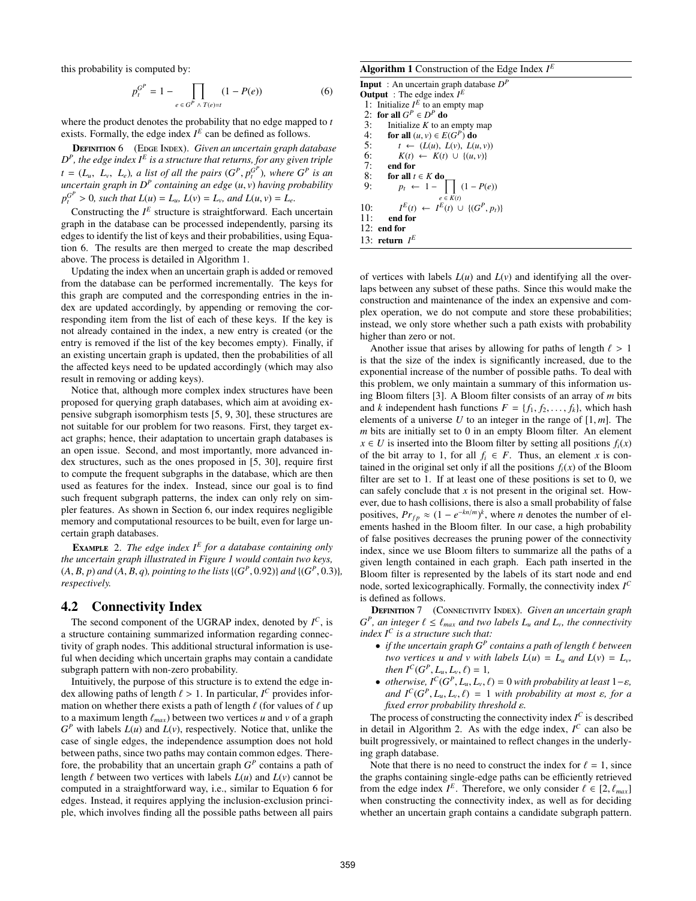this probability is computed by:

$$p_t^{G^P} = 1 - \prod_{e \in G^P \wedge T(e)=t} (1 - P(e)) \tag{6}$$

where the product denotes the probability that no edge mapped to $t$ exists. Formally, the edge index $I^E$ can be defined as follows.

**Definition 6** (Edge Index). *Given an uncertain graph database $D^P$, the edge index $I^E$ is a structure that returns, for any given triple $t = (L_u,\ L_v,\ L_e)$, a list of all the pairs $(G^P, p_t^{G^P})$, where $G^P$ is an uncertain graph in $D^P$ containing an edge $(u, v)$ having probability $p_t^{G^P} > 0$, such that $L(u) = L_u$, $L(v) = L_v$, and $L(u, v) = L_e$.*

Constructing the $I^E$ structure is straightforward. Each uncertain graph in the database can be processed independently, parsing its edges to identify the list of keys and their probabilities, using Equation 6. The results are then merged to create the map described above. The process is detailed in Algorithm 1.

Updating the index when an uncertain graph is added or removed from the database can be performed incrementally. The keys for this graph are computed and the corresponding entries in the index are updated accordingly, by appending or removing the corresponding item from the list of each of these keys. If the key is not already contained in the index, a new entry is created (or the entry is removed if the list of the key becomes empty). Finally, if an existing uncertain graph is updated, then the probabilities of all the affected keys need to be updated accordingly (which may also result in removing or adding keys).

Notice that, although more complex index structures have been proposed for querying graph databases, which aim at avoiding expensive subgraph isomorphism tests [5, 9, 30], these structures are not suitable for our problem for two reasons. First, they target exact graphs; hence, their adaptation to uncertain graph databases is an open issue. Second, and most importantly, more advanced index structures, such as the ones proposed in [5, 30], require first to compute the frequent subgraphs in the database, which are then used as features for the index. Instead, since our goal is to find such frequent subgraph patterns, the index can only rely on simpler features. As shown in Section 6, our index requires negligible memory and computational resources to be built, even for large uncertain graph databases.

**Example 2.** *The edge index $I^E$ for a database containing only the uncertain graph illustrated in Figure 1 would contain two keys, $(A, B, p)$ and $(A, B, q)$, pointing to the lists $\{(G^P, 0.92)\}$ and $\{(G^P, 0.3)\}$, respectively.*

**Algorithm 1** Construction of the Edge Index $I^E$

```
Input  : An uncertain graph database D^P
Output : The edge index I^E
 1: Initialize I^E to an empty map
 2: for all G^P ∈ D^P do
 3:    Initialize K to an empty map
 4:    for all (u, v) ∈ E(G^P) do
 5:       t ← (L(u), L(v), L(u, v))
 6:       K(t) ← K(t) ∪ {(u, v)}
 7:    end for
 8:    for all t ∈ K do
 9:       p_t ← 1 − ∏_{e ∈ K(t)} (1 − P(e))
10:       I^E(t) ← I^E(t) ∪ {(G^P, p_t)}
11:    end for
12: end for
13: return I^E
```

## 4.2 Connectivity Index

The second component of the UGRAP index, denoted by $I^C$, is a structure containing summarized information regarding connectivity of graph nodes. This additional structural information is useful when deciding which uncertain graphs may contain a candidate subgraph pattern with non-zero probability.

Intuitively, the purpose of this structure is to extend the edge index allowing paths of length $\ell > 1$. In particular, $I^C$ provides information on whether there exists a path of length $\ell$ (for values of $\ell$ up to a maximum length $\ell_{max}$) between two vertices $u$ and $v$ of a graph $G^P$ with labels $L(u)$ and $L(v)$, respectively. Notice that, unlike the case of single edges, the independence assumption does not hold between paths, since two paths may contain common edges. Therefore, the probability that an uncertain graph $G^P$ contains a path of length $\ell$ between two vertices with labels $L(u)$ and $L(v)$ cannot be computed in a straightforward way, i.e., similar to Equation 6 for edges. Instead, it requires applying the inclusion-exclusion principle, which involves finding all the possible paths between all pairs of vertices with labels $L(u)$ and $L(v)$ and identifying all the overlaps between any subset of these paths. Since this would make the construction and maintenance of the index an expensive and complex operation, we do not compute and store these probabilities; instead, we only store whether such a path exists with probability higher than zero or not.

Another issue that arises by allowing for paths of length $\ell > 1$ is that the size of the index is significantly increased, due to the exponential increase of the number of possible paths. To deal with this problem, we only maintain a summary of this information using Bloom filters [3]. A Bloom filter consists of an array of $m$ bits and $k$ independent hash functions $F = \{f_1, f_2, \ldots, f_k\}$, which hash elements of a universe $U$ to an integer in the range of $[1, m]$. The $m$ bits are initially set to 0 in an empty Bloom filter. An element $x \in U$ is inserted into the Bloom filter by setting all positions $f_i(x)$ of the bit array to 1, for all $f_i \in F$. Thus, an element $x$ is contained in the original set only if all the positions $f_i(x)$ of the Bloom filter are set to 1. If at least one of these positions is set to 0, we can safely conclude that $x$ is not present in the original set. However, due to hash collisions, there is also a small probability of false positives, $Pr_{fp} \approx (1 - e^{-kn/m})^k$, where $n$ denotes the number of elements hashed in the Bloom filter. In our case, a high probability of false positives decreases the pruning power of the connectivity index, since we use Bloom filters to summarize all the paths of a given length contained in each graph. Each path inserted in the Bloom filter is represented by the labels of its start node and end node, sorted lexicographically. Formally, the connectivity index $I^C$ is defined as follows.

**Definition 7** (Connectivity Index). *Given an uncertain graph $G^P$, an integer $\ell \le \ell_{max}$ and two labels $L_u$ and $L_v$, the connectivity index $I^C$ is a structure such that:*

- *if the uncertain graph $G^P$ contains a path of length $\ell$ between two vertices $u$ and $v$ with labels $L(u) = L_u$ and $L(v) = L_v$, then $I^C(G^P, L_u, L_v, \ell) = 1$,*
- *otherwise, $I^C(G^P, L_u, L_v, \ell) = 0$ with probability at least $1-\varepsilon$, and $I^C(G^P, L_u, L_v, \ell) = 1$ with probability at most $\varepsilon$, for a fixed error probability threshold $\varepsilon$.*

The process of constructing the connectivity index $I^C$ is described in detail in Algorithm 2. As with the edge index, $I^C$ can also be built progressively, or maintained to reflect changes in the underlying graph database.

Note that there is no need to construct the index for $\ell = 1$, since the graphs containing single-edge paths can be efficiently retrieved from the edge index $I^E$. Therefore, we only consider $\ell \in [2, \ell_{max}]$ when constructing the connectivity index, as well as for deciding whether an uncertain graph contains a candidate subgraph pattern.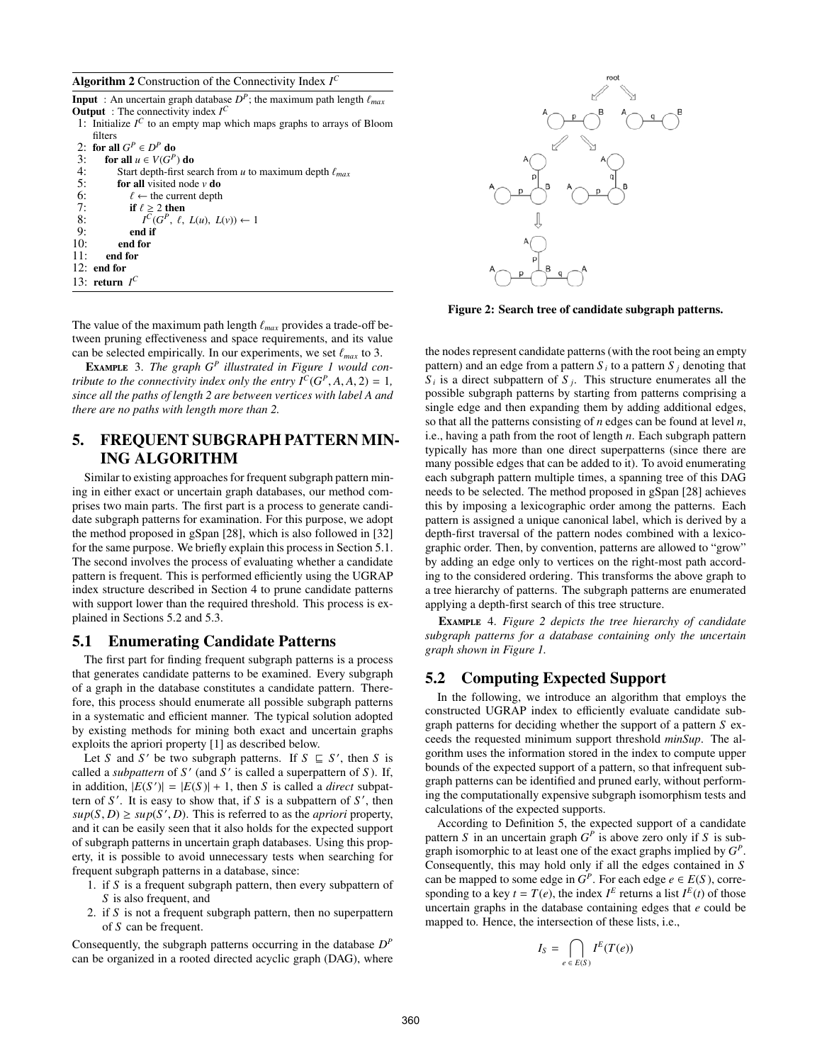**Algorithm 2** Construction of the Connectivity Index $I^C$

```
Input  : An uncertain graph database D^P; the maximum path length ℓ_max
Output : The connectivity index I^C
 1: Initialize I^C to an empty map which maps graphs to arrays of Bloom
    filters
 2: for all G^P ∈ D^P do
 3:   for all u ∈ V(G^P) do
 4:     Start depth-first search from u to maximum depth ℓ_max
 5:     for all visited node v do
 6:       ℓ ← the current depth
 7:       if ℓ ≥ 2 then
 8:         I^C(G^P, ℓ, L(u), L(v)) ← 1
 9:       end if
10:     end for
11:   end for
12: end for
13: return I^C
```

The value of the maximum path length $\ell_{max}$ provides a trade-off between pruning effectiveness and space requirements, and its value can be selected empirically. In our experiments, we set $\ell_{max}$ to 3.

**Example** 3. *The graph $G^P$ illustrated in Figure 1 would contribute to the connectivity index only the entry $I^C(G^P, A, A, 2) = 1$, since all the paths of length 2 are between vertices with label A and there are no paths with length more than 2.*

## 5. FREQUENT SUBGRAPH PATTERN MINING ALGORITHM

Similar to existing approaches for frequent subgraph pattern mining in either exact or uncertain graph databases, our method comprises two main parts. The first part is a process to generate candidate subgraph patterns for examination. For this purpose, we adopt the method proposed in gSpan [28], which is also followed in [32] for the same purpose. We briefly explain this process in Section 5.1. The second involves the process of evaluating whether a candidate pattern is frequent. This is performed efficiently using the UGRAP index structure described in Section 4 to prune candidate patterns with support lower than the required threshold. This process is explained in Sections 5.2 and 5.3.

### 5.1 Enumerating Candidate Patterns

The first part for finding frequent subgraph patterns is a process that generates candidate patterns to be examined. Every subgraph of a graph in the database constitutes a candidate pattern. Therefore, this process should enumerate all possible subgraph patterns in a systematic and efficient manner. The typical solution adopted by existing methods for mining both exact and uncertain graphs exploits the apriori property [1] as described below.

Let $S$ and $S'$ be two subgraph patterns. If $S \sqsubseteq S'$, then $S$ is called a *subpattern* of $S'$ (and $S'$ is called a superpattern of $S$). If, in addition, $|E(S')| = |E(S)| + 1$, then $S$ is called a *direct* subpattern of $S'$. It is easy to show that, if $S$ is a subpattern of $S'$, then $sup(S, D) \geq sup(S', D)$. This is referred to as the *apriori* property, and it can be easily seen that it also holds for the expected support of subgraph patterns in uncertain graph databases. Using this property, it is possible to avoid unnecessary tests when searching for frequent subgraph patterns in a database, since:

1. if $S$ is a frequent subgraph pattern, then every subpattern of $S$ is also frequent, and
2. if $S$ is not a frequent subgraph pattern, then no superpattern of $S$ can be frequent.

Consequently, the subgraph patterns occurring in the database $D^P$ can be organized in a rooted directed acyclic graph (DAG), where the nodes represent candidate patterns (with the root being an empty pattern) and an edge from a pattern $S_i$ to a pattern $S_j$ denoting that $S_i$ is a direct subpattern of $S_j$. This structure enumerates all the possible subgraph patterns by starting from patterns comprising a single edge and then expanding them by adding additional edges, so that all the patterns consisting of $n$ edges can be found at level $n$, i.e., having a path from the root of length $n$. Each subgraph pattern typically has more than one direct superpatterns (since there are many possible edges that can be added to it). To avoid enumerating each subgraph pattern multiple times, a spanning tree of this DAG needs to be selected. The method proposed in gSpan [28] achieves this by imposing a lexicographic order among the patterns. Each pattern is assigned a unique canonical label, which is derived by a depth-first traversal of the pattern nodes combined with a lexicographic order. Then, by convention, patterns are allowed to "grow" by adding an edge only to vertices on the right-most path according to the considered ordering. This transforms the above graph to a tree hierarchy of patterns. The subgraph patterns are enumerated applying a depth-first search of this tree structure.

**Figure 2: Search tree of candidate subgraph patterns.**

**Example** 4. *Figure 2 depicts the tree hierarchy of candidate subgraph patterns for a database containing only the uncertain graph shown in Figure 1.*

### 5.2 Computing Expected Support

In the following, we introduce an algorithm that employs the constructed UGRAP index to efficiently evaluate candidate subgraph patterns for deciding whether the support of a pattern $S$ exceeds the requested minimum support threshold *minSup*. The algorithm uses the information stored in the index to compute upper bounds of the expected support of a pattern, so that infrequent subgraph patterns can be identified and pruned early, without performing the computationally expensive subgraph isomorphism tests and calculations of the expected supports.

According to Definition 5, the expected support of a candidate pattern $S$ in an uncertain graph $G^P$ is above zero only if $S$ is subgraph isomorphic to at least one of the exact graphs implied by $G^P$. Consequently, this may hold only if all the edges contained in $S$ can be mapped to some edge in $G^P$. For each edge $e \in E(S)$, corresponding to a key $t = T(e)$, the index $I^E$ returns a list $I^E(t)$ of those uncertain graphs in the database containing edges that $e$ could be mapped to. Hence, the intersection of these lists, i.e.,

$$I_S = \bigcap_{e \in E(S)} I^E(T(e))$$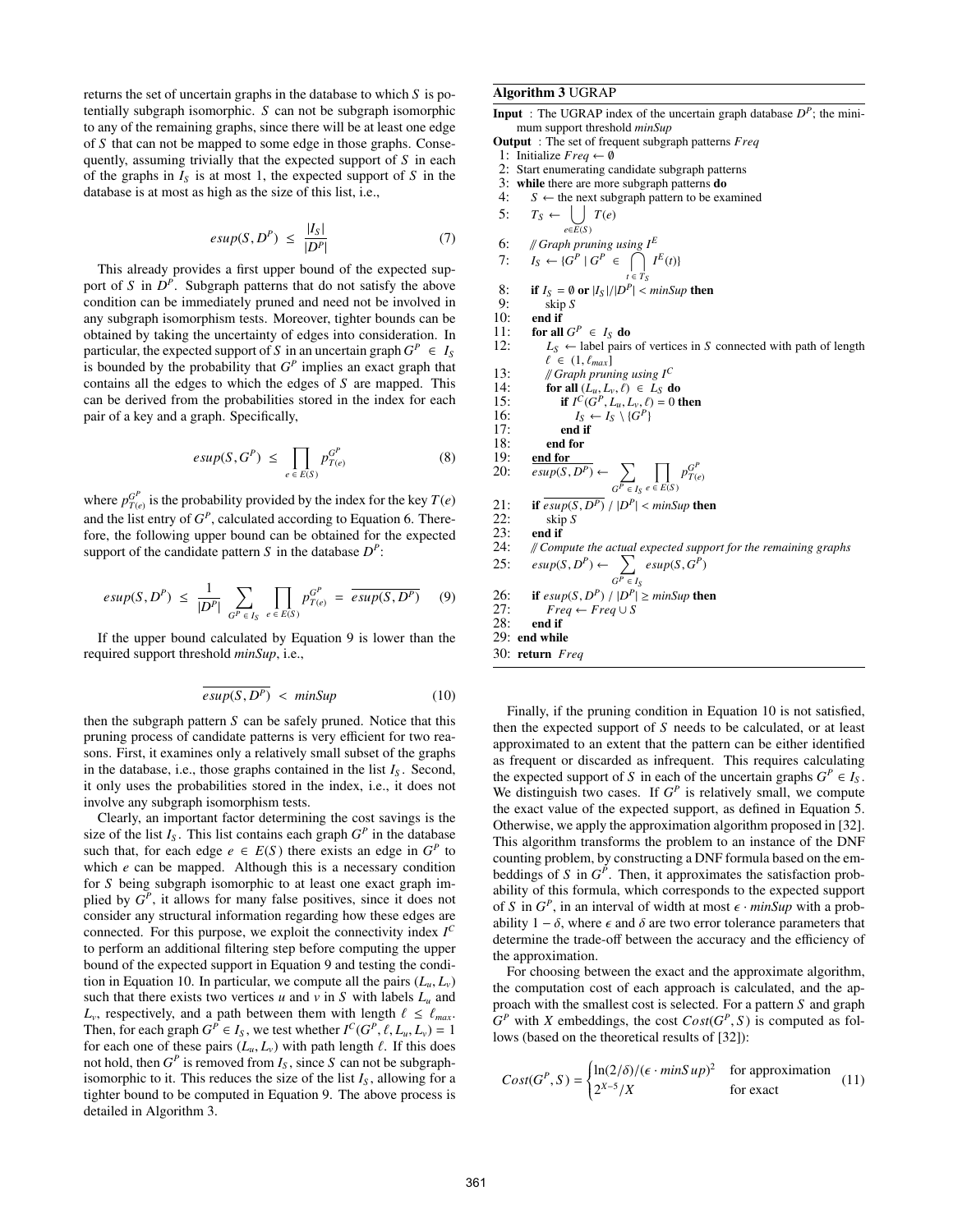returns the set of uncertain graphs in the database to which $S$ is potentially subgraph isomorphic. $S$ can not be subgraph isomorphic to any of the remaining graphs, since there will be at least one edge of $S$ that can not be mapped to some edge in those graphs. Consequently, assuming trivially that the expected support of $S$ in each of the graphs in $I_S$ is at most 1, the expected support of $S$ in the database is at most as high as the size of this list, i.e.,

$$esup(S, D^P) \leq \frac{|I_S|}{|D^P|} \tag{7}$$

This already provides a first upper bound of the expected support of $S$ in $D^P$. Subgraph patterns that do not satisfy the above condition can be immediately pruned and need not be involved in any subgraph isomorphism tests. Moreover, tighter bounds can be obtained by taking the uncertainty of edges into consideration. In particular, the expected support of $S$ in an uncertain graph $G^P \in I_S$ is bounded by the probability that $G^P$ implies an exact graph that contains all the edges to which the edges of $S$ are mapped. This can be derived from the probabilities stored in the index for each pair of a key and a graph. Specifically,

$$esup(S, G^P) \leq \prod_{e \in E(S)} p^{G^P}_{T(e)} \tag{8}$$

where $p^{G^P}_{T(e)}$ is the probability provided by the index for the key $T(e)$ and the list entry of $G^P$, calculated according to Equation 6. Therefore, the following upper bound can be obtained for the expected support of the candidate pattern $S$ in the database $D^P$:

$$esup(S, D^P) \leq \frac{1}{|D^P|} \sum_{G^P \in I_S} \prod_{e \in E(S)} p^{G^P}_{T(e)} = \overline{esup(S, D^P)} \tag{9}$$

If the upper bound calculated by Equation 9 is lower than the required support threshold *minSup*, i.e.,

$$\overline{esup(S, D^P)} < minSup \tag{10}$$

then the subgraph pattern $S$ can be safely pruned. Notice that this pruning process of candidate patterns is very efficient for two reasons. First, it examines only a relatively small subset of the graphs in the database, i.e., those graphs contained in the list $I_S$. Second, it only uses the probabilities stored in the index, i.e., it does not involve any subgraph isomorphism tests.

Clearly, an important factor determining the cost savings is the size of the list $I_S$. This list contains each graph $G^P$ in the database such that, for each edge $e \in E(S)$ there exists an edge in $G^P$ to which $e$ can be mapped. Although this is a necessary condition for $S$ being subgraph isomorphic to at least one exact graph implied by $G^P$, it allows for many false positives, since it does not consider any structural information regarding how these edges are connected. For this purpose, we exploit the connectivity index $I^C$ to perform an additional filtering step before computing the upper bound of the expected support in Equation 9 and testing the condition in Equation 10. In particular, we compute all the pairs $(L_u, L_v)$ such that there exists two vertices $u$ and $v$ in $S$ with labels $L_u$ and $L_v$, respectively, and a path between them with length $\ell \leq \ell_{max}$. Then, for each graph $G^P \in I_S$, we test whether $I^C(G^P, \ell, L_u, L_v) = 1$ for each one of these pairs $(L_u, L_v)$ with path length $\ell$. If this does not hold, then $G^P$ is removed from $I_S$, since $S$ can not be subgraph-isomorphic to it. This reduces the size of the list $I_S$, allowing for a tighter bound to be computed in Equation 9. The above process is detailed in Algorithm 3.

**Algorithm 3** UGRAP

**Input** : The UGRAP index of the uncertain graph database $D^P$; the minimum support threshold *minSup*
**Output** : The set of frequent subgraph patterns *Freq*

```
1:  Initialize Freq ← ∅
2:  Start enumerating candidate subgraph patterns
3:  while there are more subgraph patterns do
4:      S ← the next subgraph pattern to be examined
5:      T_S ← ⋃_{e∈E(S)} T(e)
6:      // Graph pruning using I^E
7:      I_S ← {G^P | G^P ∈ ⋂_{t∈T_S} I^E(t)}
8:      if I_S = ∅ or |I_S|/|D^P| < minSup then
9:          skip S
10:     end if
11:     for all G^P ∈ I_S do
12:         L_S ← label pairs of vertices in S connected with path of length ℓ ∈ (1, ℓ_max]
13:         // Graph pruning using I^C
14:         for all (L_u, L_v, ℓ) ∈ L_S do
15:             if I^C(G^P, L_u, L_v, ℓ) = 0 then
16:                 I_S ← I_S \ {G^P}
17:             end if
18:         end for
19:     end for
20:     esup(S, D^P)‾ ← Σ_{G^P ∈ I_S} Π_{e ∈ E(S)} p^{G^P}_{T(e)}
21:     if esup(S, D^P)‾ / |D^P| < minSup then
22:         skip S
23:     end if
24:     // Compute the actual expected support for the remaining graphs
25:     esup(S, D^P) ← Σ_{G^P ∈ I_S} esup(S, G^P)
26:     if esup(S, D^P) / |D^P| ≥ minSup then
27:         Freq ← Freq ∪ S
28:     end if
29: end while
30: return Freq
```

Finally, if the pruning condition in Equation 10 is not satisfied, then the expected support of $S$ needs to be calculated, or at least approximated to an extent that the pattern can be either identified as frequent or discarded as infrequent. This requires calculating the expected support of $S$ in each of the uncertain graphs $G^P \in I_S$. We distinguish two cases. If $G^P$ is relatively small, we compute the exact value of the expected support, as defined in Equation 5. Otherwise, we apply the approximation algorithm proposed in [32]. This algorithm transforms the problem to an instance of the DNF counting problem, by constructing a DNF formula based on the embeddings of $S$ in $G^P$. Then, it approximates the satisfaction probability of this formula, which corresponds to the expected support of $S$ in $G^P$, in an interval of width at most $\epsilon \cdot minSup$ with a probability $1 - \delta$, where $\epsilon$ and $\delta$ are two error tolerance parameters that determine the trade-off between the accuracy and the efficiency of the approximation.

For choosing between the exact and the approximate algorithm, the computation cost of each approach is calculated, and the approach with the smallest cost is selected. For a pattern $S$ and graph $G^P$ with $X$ embeddings, the cost $Cost(G^P, S)$ is computed as follows (based on the theoretical results of [32]):

$$Cost(G^P, S) = \begin{cases} \ln(2/\delta)/(\epsilon \cdot minSup)^2 & \text{for approximation} \\ 2^{X-5}/X & \text{for exact} \end{cases} \tag{11}$$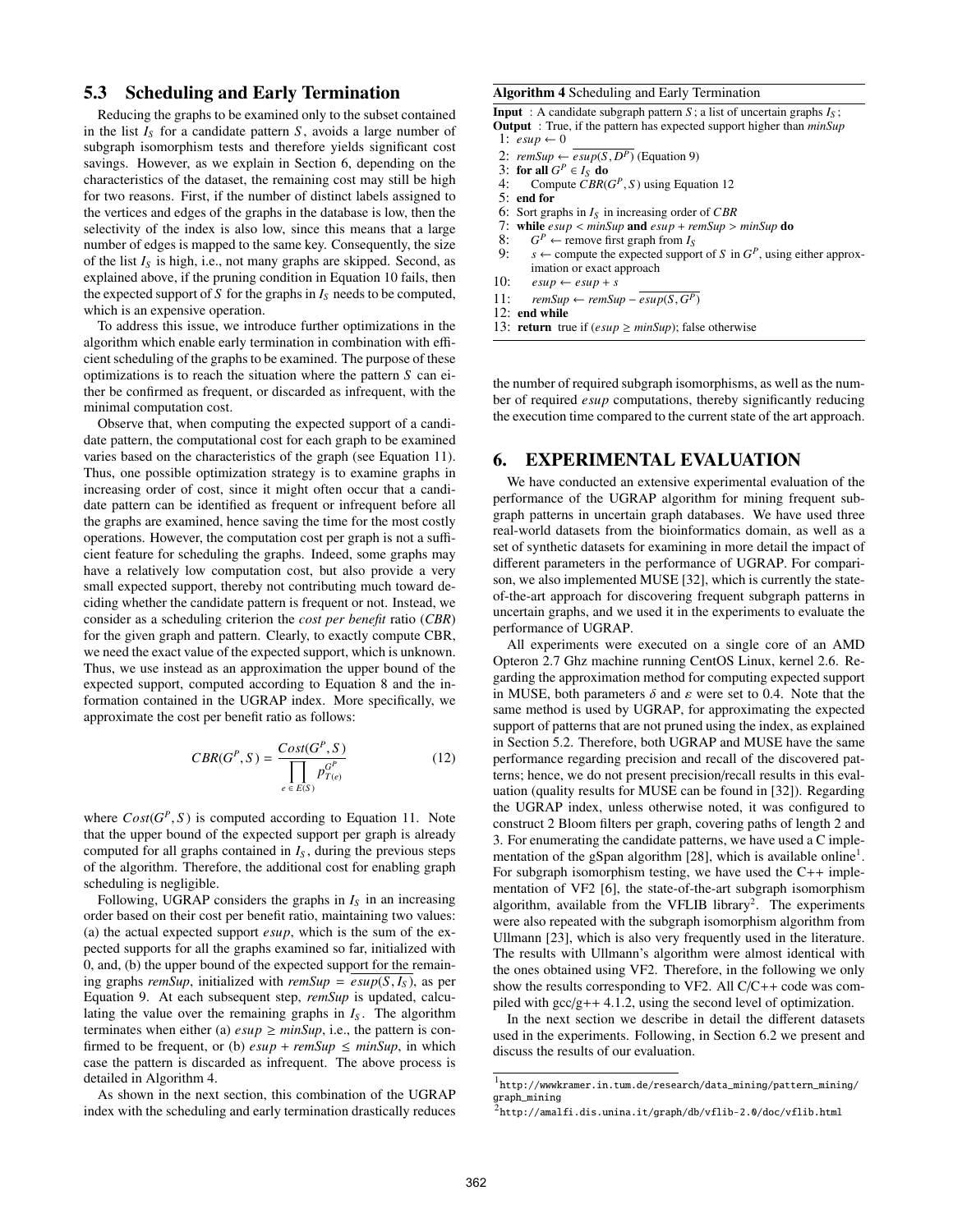## 5.3 Scheduling and Early Termination

Reducing the graphs to be examined only to the subset contained in the list $I_S$ for a candidate pattern $S$, avoids a large number of subgraph isomorphism tests and therefore yields significant cost savings. However, as we explain in Section 6, depending on the characteristics of the dataset, the remaining cost may still be high for two reasons. First, if the number of distinct labels assigned to the vertices and edges of the graphs in the database is low, then the selectivity of the index is also low, since this means that a large number of edges is mapped to the same key. Consequently, the size of the list $I_S$ is high, i.e., not many graphs are skipped. Second, as explained above, if the pruning condition in Equation 10 fails, then the expected support of $S$ for the graphs in $I_S$ needs to be computed, which is an expensive operation.

To address this issue, we introduce further optimizations in the algorithm which enable early termination in combination with efficient scheduling of the graphs to be examined. The purpose of these optimizations is to reach the situation where the pattern $S$ can either be confirmed as frequent, or discarded as infrequent, with the minimal computation cost.

Observe that, when computing the expected support of a candidate pattern, the computational cost for each graph to be examined varies based on the characteristics of the graph (see Equation 11). Thus, one possible optimization strategy is to examine graphs in increasing order of cost, since it might often occur that a candidate pattern can be identified as frequent or infrequent before all the graphs are examined, hence saving the time for the most costly operations. However, the computation cost per graph is not a sufficient feature for scheduling the graphs. Indeed, some graphs may have a relatively low computation cost, but also provide a very small expected support, thereby not contributing much toward deciding whether the candidate pattern is frequent or not. Instead, we consider as a scheduling criterion the *cost per benefit* ratio (*CBR*) for the given graph and pattern. Clearly, to exactly compute CBR, we need the exact value of the expected support, which is unknown. Thus, we use instead as an approximation the upper bound of the expected support, computed according to Equation 8 and the information contained in the UGRAP index. More specifically, we approximate the cost per benefit ratio as follows:

$$CBR(G^P, S) = \frac{Cost(G^P, S)}{\prod_{e \in E(S)} p^{G^P}_{T(e)}} \tag{12}$$

where $Cost(G^P, S)$ is computed according to Equation 11. Note that the upper bound of the expected support per graph is already computed for all graphs contained in $I_S$, during the previous steps of the algorithm. Therefore, the additional cost for enabling graph scheduling is negligible.

Following, UGRAP considers the graphs in $I_S$ in an increasing order based on their cost per benefit ratio, maintaining two values: (a) the actual expected support *esup*, which is the sum of the expected supports for all the graphs examined so far, initialized with 0, and, (b) the upper bound of the expected support for the remaining graphs *remSup*, initialized with $remSup = \overline{esup(S, I_S)}$, as per Equation 9. At each subsequent step, *remSup* is updated, calculating the value over the remaining graphs in $I_S$. The algorithm terminates when either (a) $esup \geq minSup$, i.e., the pattern is confirmed to be frequent, or (b) $esup + remSup \leq minSup$, in which case the pattern is discarded as infrequent. The above process is detailed in Algorithm 4.

As shown in the next section, this combination of the UGRAP index with the scheduling and early termination drastically reduces the number of required subgraph isomorphisms, as well as the number of required *esup* computations, thereby significantly reducing the execution time compared to the current state of the art approach.

**Algorithm 4** Scheduling and Early Termination

**Input** : A candidate subgraph pattern $S$; a list of uncertain graphs $I_S$;
**Output** : True, if the pattern has expected support higher than *minSup*

```
1:  esup ← 0
2:  remSup ← esup(S, D^P) (Equation 9)   [overlined: upper bound]
3:  for all G^P ∈ I_S do
4:      Compute CBR(G^P, S) using Equation 12
5:  end for
6:  Sort graphs in I_S in increasing order of CBR
7:  while esup < minSup and esup + remSup > minSup do
8:      G^P ← remove first graph from I_S
9:      s ← compute the expected support of S in G^P, using either approximation or exact approach
10:     esup ← esup + s
11:     remSup ← remSup − esup(S, G^P)   [overlined: upper bound]
12: end while
13: return true if (esup ≥ minSup); false otherwise
```

## 6. EXPERIMENTAL EVALUATION

We have conducted an extensive experimental evaluation of the performance of the UGRAP algorithm for mining frequent subgraph patterns in uncertain graph databases. We have used three real-world datasets from the bioinformatics domain, as well as a set of synthetic datasets for examining in more detail the impact of different parameters in the performance of UGRAP. For comparison, we also implemented MUSE [32], which is currently the state-of-the-art approach for discovering frequent subgraph patterns in uncertain graphs, and we used it in the experiments to evaluate the performance of UGRAP.

All experiments were executed on a single core of an AMD Opteron 2.7 Ghz machine running CentOS Linux, kernel 2.6. Regarding the approximation method for computing expected support in MUSE, both parameters $\delta$ and $\varepsilon$ were set to 0.4. Note that the same method is used by UGRAP, for approximating the expected support of patterns that are not pruned using the index, as explained in Section 5.2. Therefore, both UGRAP and MUSE have the same performance regarding precision and recall of the discovered patterns; hence, we do not present precision/recall results in this evaluation (quality results for MUSE can be found in [32]). Regarding the UGRAP index, unless otherwise noted, it was configured to construct 2 Bloom filters per graph, covering paths of length 2 and 3. For enumerating the candidate patterns, we have used a C implementation of the gSpan algorithm [28], which is available online[1]. For subgraph isomorphism testing, we have used the C++ implementation of VF2 [6], the state-of-the-art subgraph isomorphism algorithm, available from the VFLIB library[2]. The experiments were also repeated with the subgraph isomorphism algorithm from Ullmann [23], which is also very frequently used in the literature. The results with Ullmann's algorithm were almost identical with the ones obtained using VF2. Therefore, in the following we only show the results corresponding to VF2. All C/C++ code was compiled with gcc/g++ 4.1.2, using the second level of optimization.

In the next section we describe in detail the different datasets used in the experiments. Following, in Section 6.2 we present and discuss the results of our evaluation.

[1] http://wwwkramer.in.tum.de/research/data_mining/pattern_mining/graph_mining

[2] http://amalfi.dis.unina.it/graph/db/vflib-2.0/doc/vflib.html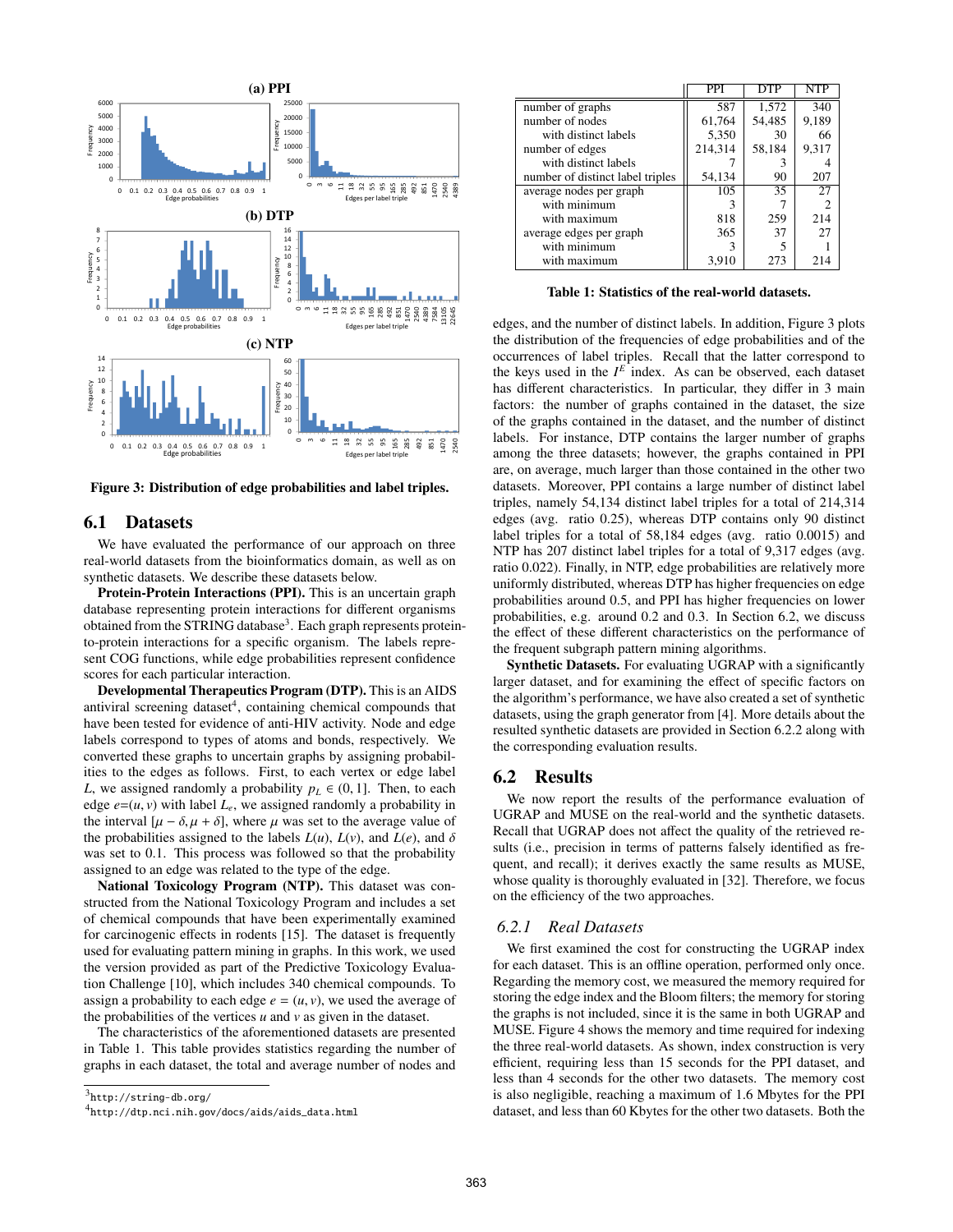Figure 3: Distribution of edge probabilities and label triples.

## 6.1 Datasets

We have evaluated the performance of our approach on three real-world datasets from the bioinformatics domain, as well as on synthetic datasets. We describe these datasets below.

**Protein-Protein Interactions (PPI).** This is an uncertain graph database representing protein interactions for different organisms obtained from the STRING database[3]. Each graph represents protein-to-protein interactions for a specific organism. The labels represent COG functions, while edge probabilities represent confidence scores for each particular interaction.

**Developmental Therapeutics Program (DTP).** This is an AIDS antiviral screening dataset[4], containing chemical compounds that have been tested for evidence of anti-HIV activity. Node and edge labels correspond to types of atoms and bonds, respectively. We converted these graphs to uncertain graphs by assigning probabilities to the edges as follows. First, to each vertex or edge label $L$, we assigned randomly a probability $p_L \in (0, 1]$. Then, to each edge $e$=$(u, v)$ with label $L_e$, we assigned randomly a probability in the interval $[\mu - \delta, \mu + \delta]$, where $\mu$ was set to the average value of the probabilities assigned to the labels $L(u)$, $L(v)$, and $L(e)$, and $\delta$ was set to 0.1. This process was followed so that the probability assigned to an edge was related to the type of the edge.

**National Toxicology Program (NTP).** This dataset was constructed from the National Toxicology Program and includes a set of chemical compounds that have been experimentally examined for carcinogenic effects in rodents [15]. The dataset is frequently used for evaluating pattern mining in graphs. In this work, we used the version provided as part of the Predictive Toxicology Evaluation Challenge [10], which includes 340 chemical compounds. To assign a probability to each edge $e = (u, v)$, we used the average of the probabilities of the vertices $u$ and $v$ as given in the dataset.

The characteristics of the aforementioned datasets are presented in Table 1. This table provides statistics regarding the number of graphs in each dataset, the total and average number of nodes and

[3] http://string-db.org/

[4] http://dtp.nci.nih.gov/docs/aids/aids_data.html

| | PPI | DTP | NTP |
|---|---|---|---|
| number of graphs | 587 | 1,572 | 340 |
| number of nodes | 61,764 | 54,485 | 9,189 |
| with distinct labels | 5,350 | 30 | 66 |
| number of edges | 214,314 | 58,184 | 9,317 |
| with distinct labels | 7 | 3 | 4 |
| number of distinct label triples | 54,134 | 90 | 207 |
| average nodes per graph | 105 | 35 | 27 |
| with minimum | 3 | 7 | 2 |
| with maximum | 818 | 259 | 214 |
| average edges per graph | 365 | 37 | 27 |
| with minimum | 3 | 5 | 1 |
| with maximum | 3,910 | 273 | 214 |

**Table 1: Statistics of the real-world datasets.**

edges, and the number of distinct labels. In addition, Figure 3 plots the distribution of the frequencies of edge probabilities and of the occurrences of label triples. Recall that the latter correspond to the keys used in the $I^E$ index. As can be observed, each dataset has different characteristics. In particular, they differ in 3 main factors: the number of graphs contained in the dataset, the size of the graphs contained in the dataset, and the number of distinct labels. For instance, DTP contains the larger number of graphs among the three datasets; however, the graphs contained in PPI are, on average, much larger than those contained in the other two datasets. Moreover, PPI contains a large number of distinct label triples, namely 54,134 distinct label triples for a total of 214,314 edges (avg. ratio 0.25), whereas DTP contains only 90 distinct label triples for a total of 58,184 edges (avg. ratio 0.0015) and NTP has 207 distinct label triples for a total of 9,317 edges (avg. ratio 0.022). Finally, in NTP, edge probabilities are relatively more uniformly distributed, whereas DTP has higher frequencies on edge probabilities around 0.5, and PPI has higher frequencies on lower probabilities, e.g. around 0.2 and 0.3. In Section 6.2, we discuss the effect of these different characteristics on the performance of the frequent subgraph pattern mining algorithms.

**Synthetic Datasets.** For evaluating UGRAP with a significantly larger dataset, and for examining the effect of specific factors on the algorithm's performance, we have also created a set of synthetic datasets, using the graph generator from [4]. More details about the resulted synthetic datasets are provided in Section 6.2.2 along with the corresponding evaluation results.

## 6.2 Results

We now report the results of the performance evaluation of UGRAP and MUSE on the real-world and the synthetic datasets. Recall that UGRAP does not affect the quality of the retrieved results (i.e., precision in terms of patterns falsely identified as frequent, and recall); it derives exactly the same results as MUSE, whose quality is thoroughly evaluated in [32]. Therefore, we focus on the efficiency of the two approaches.

### *6.2.1 Real Datasets*

We first examined the cost for constructing the UGRAP index for each dataset. This is an offline operation, performed only once. Regarding the memory cost, we measured the memory required for storing the edge index and the Bloom filters; the memory for storing the graphs is not included, since it is the same in both UGRAP and MUSE. Figure 4 shows the memory and time required for indexing the three real-world datasets. As shown, index construction is very efficient, requiring less than 15 seconds for the PPI dataset, and less than 4 seconds for the other two datasets. The memory cost is also negligible, reaching a maximum of 1.6 Mbytes for the PPI dataset, and less than 60 Kbytes for the other two datasets. Both the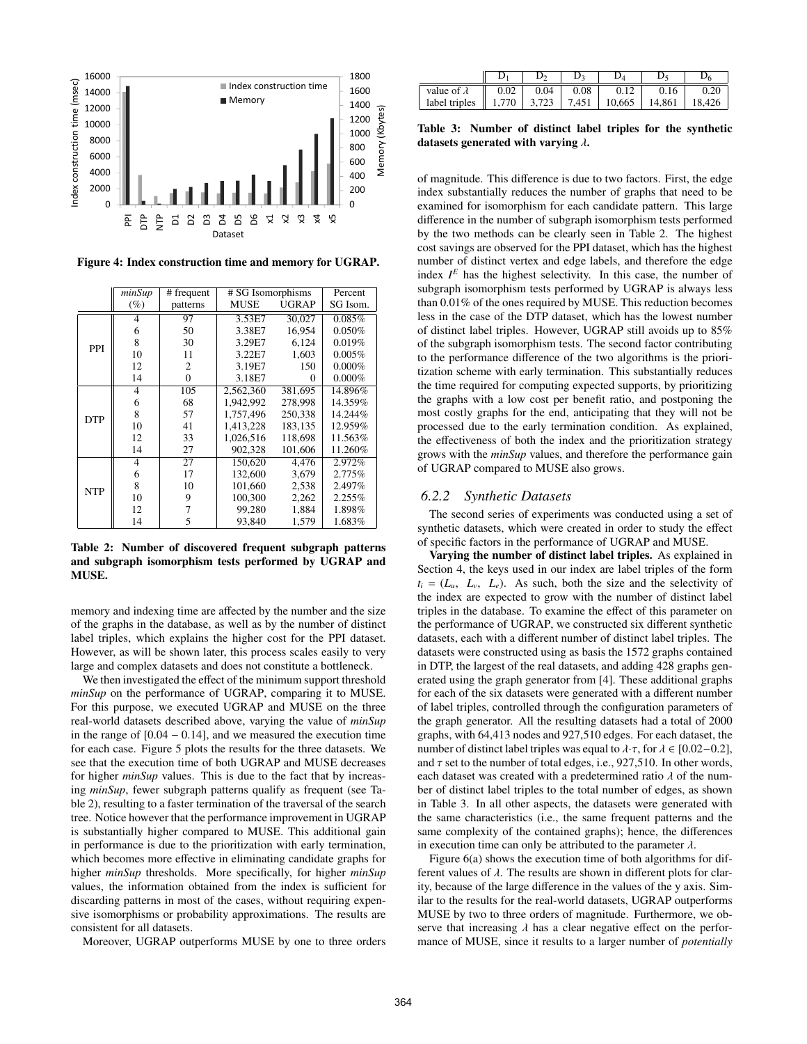Figure 4: Index construction time and memory for UGRAP.

| | *minSup* (%) | # frequent patterns | # SG Isomorphisms MUSE | # SG Isomorphisms UGRAP | Percent SG Isom. |
|---|---|---|---|---|---|
| PPI | 4 | 97 | 3.53E7 | 30,027 | 0.085% |
| | 6 | 50 | 3.38E7 | 16,954 | 0.050% |
| | 8 | 30 | 3.29E7 | 6,124 | 0.019% |
| | 10 | 11 | 3.22E7 | 1,603 | 0.005% |
| | 12 | 2 | 3.19E7 | 150 | 0.000% |
| | 14 | 0 | 3.18E7 | 0 | 0.000% |
| DTP | 4 | 105 | 2,562,360 | 381,695 | 14.896% |
| | 6 | 68 | 1,942,992 | 278,998 | 14.359% |
| | 8 | 57 | 1,757,496 | 250,338 | 14.244% |
| | 10 | 41 | 1,413,228 | 183,135 | 12.959% |
| | 12 | 33 | 1,026,516 | 118,698 | 11.563% |
| | 14 | 27 | 902,328 | 101,606 | 11.260% |
| NTP | 4 | 27 | 150,620 | 4,476 | 2.972% |
| | 6 | 17 | 132,600 | 3,679 | 2.775% |
| | 8 | 10 | 101,660 | 2,538 | 2.497% |
| | 10 | 9 | 100,300 | 2,262 | 2.255% |
| | 12 | 7 | 99,280 | 1,884 | 1.898% |
| | 14 | 5 | 93,840 | 1,579 | 1.683% |

**Table 2: Number of discovered frequent subgraph patterns and subgraph isomorphism tests performed by UGRAP and MUSE.**

memory and indexing time are affected by the number and the size of the graphs in the database, as well as by the number of distinct label triples, which explains the higher cost for the PPI dataset. However, as will be shown later, this process scales easily to very large and complex datasets and does not constitute a bottleneck.

We then investigated the effect of the minimum support threshold *minSup* on the performance of UGRAP, comparing it to MUSE. For this purpose, we executed UGRAP and MUSE on the three real-world datasets described above, varying the value of *minSup* in the range of $[0.04 - 0.14]$, and we measured the execution time for each case. Figure 5 plots the results for the three datasets. We see that the execution time of both UGRAP and MUSE decreases for higher *minSup* values. This is due to the fact that by increasing *minSup*, fewer subgraph patterns qualify as frequent (see Table 2), resulting to a faster termination of the traversal of the search tree. Notice however that the performance improvement in UGRAP is substantially higher compared to MUSE. This additional gain in performance is due to the prioritization with early termination, which becomes more effective in eliminating candidate graphs for higher *minSup* thresholds. More specifically, for higher *minSup* values, the information obtained from the index is sufficient for discarding patterns in most of the cases, without requiring expensive isomorphisms or probability approximations. The results are consistent for all datasets.

Moreover, UGRAP outperforms MUSE by one to three orders of magnitude. This difference is due to two factors. First, the edge index substantially reduces the number of graphs that need to be examined for isomorphism for each candidate pattern. This large difference in the number of subgraph isomorphism tests performed by the two methods can be clearly seen in Table 2. The highest cost savings are observed for the PPI dataset, which has the highest number of distinct vertex and edge labels, and therefore the edge index $I^E$ has the highest selectivity. In this case, the number of subgraph isomorphism tests performed by UGRAP is always less than 0.01% of the ones required by MUSE. This reduction becomes less in the case of the DTP dataset, which has the lowest number of distinct label triples. However, UGRAP still avoids up to 85% of the subgraph isomorphism tests. The second factor contributing to the performance difference of the two algorithms is the prioritization scheme with early termination. This substantially reduces the time required for computing expected supports, by prioritizing the graphs with a low cost per benefit ratio, and postponing the most costly graphs for the end, anticipating that they will not be processed due to the early termination condition. As explained, the effectiveness of both the index and the prioritization strategy grows with the *minSup* values, and therefore the performance gain of UGRAP compared to MUSE also grows.

| | $D_1$ | $D_2$ | $D_3$ | $D_4$ | $D_5$ | $D_6$ |
|---|---|---|---|---|---|---|
| value of $\lambda$ | 0.02 | 0.04 | 0.08 | 0.12 | 0.16 | 0.20 |
| label triples | 1,770 | 3,723 | 7,451 | 10,665 | 14,861 | 18,426 |

**Table 3: Number of distinct label triples for the synthetic datasets generated with varying $\lambda$.**

### 6.2.2 Synthetic Datasets

The second series of experiments was conducted using a set of synthetic datasets, which were created in order to study the effect of specific factors in the performance of UGRAP and MUSE.

**Varying the number of distinct label triples.** As explained in Section 4, the keys used in our index are label triples of the form $t_i = (L_u, L_v, L_e)$. As such, both the size and the selectivity of the index are expected to grow with the number of distinct label triples in the database. To examine the effect of this parameter on the performance of UGRAP, we constructed six different synthetic datasets, each with a different number of distinct label triples. The datasets were constructed using as basis the 1572 graphs contained in DTP, the largest of the real datasets, and adding 428 graphs generated using the graph generator from [4]. These additional graphs for each of the six datasets were generated with a different number of label triples, controlled through the configuration parameters of the graph generator. All the resulting datasets had a total of 2000 graphs, with 64,413 nodes and 927,510 edges. For each dataset, the number of distinct label triples was equal to $\lambda \cdot \tau$, for $\lambda \in [0.02-0.2]$, and $\tau$ set to the number of total edges, i.e., 927,510. In other words, each dataset was created with a predetermined ratio $\lambda$ of the number of distinct label triples to the total number of edges, as shown in Table 3. In all other aspects, the datasets were generated with the same characteristics (i.e., the same frequent patterns and the same complexity of the contained graphs); hence, the differences in execution time can only be attributed to the parameter $\lambda$.

Figure 6(a) shows the execution time of both algorithms for different values of $\lambda$. The results are shown in different plots for clarity, because of the large difference in the values of the y axis. Similar to the results for the real-world datasets, UGRAP outperforms MUSE by two to three orders of magnitude. Furthermore, we observe that increasing $\lambda$ has a clear negative effect on the performance of MUSE, since it results to a larger number of *potentially*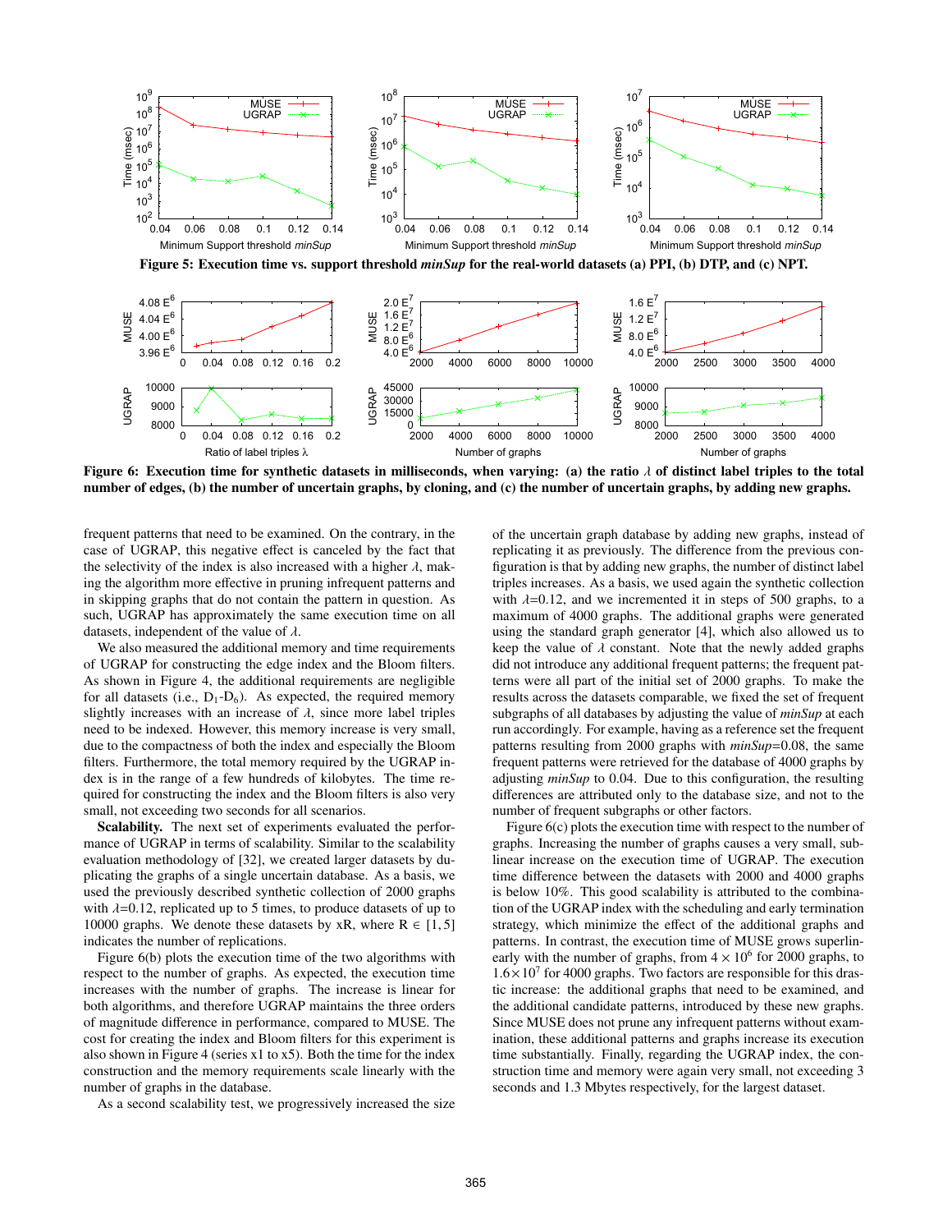Figure 5: Execution time vs. support threshold *minSup* for the real-world datasets (a) PPI, (b) DTP, and (c) NPT.

Figure 6: Execution time for synthetic datasets in milliseconds, when varying: (a) the ratio $\lambda$ of distinct label triples to the total number of edges, (b) the number of uncertain graphs, by cloning, and (c) the number of uncertain graphs, by adding new graphs.

frequent patterns that need to be examined. On the contrary, in the case of UGRAP, this negative effect is canceled by the fact that the selectivity of the index is also increased with a higher $\lambda$, making the algorithm more effective in pruning infrequent patterns and in skipping graphs that do not contain the pattern in question. As such, UGRAP has approximately the same execution time on all datasets, independent of the value of $\lambda$.

We also measured the additional memory and time requirements of UGRAP for constructing the edge index and the Bloom filters. As shown in Figure 4, the additional requirements are negligible for all datasets (i.e., $D_1$-$D_6$). As expected, the required memory slightly increases with an increase of $\lambda$, since more label triples need to be indexed. However, this memory increase is very small, due to the compactness of both the index and especially the Bloom filters. Furthermore, the total memory required by the UGRAP index is in the range of a few hundreds of kilobytes. The time required for constructing the index and the Bloom filters is also very small, not exceeding two seconds for all scenarios.

**Scalability.** The next set of experiments evaluated the performance of UGRAP in terms of scalability. Similar to the scalability evaluation methodology of [32], we created larger datasets by duplicating the graphs of a single uncertain database. As a basis, we used the previously described synthetic collection of 2000 graphs with $\lambda$=0.12, replicated up to 5 times, to produce datasets of up to 10000 graphs. We denote these datasets by xR, where R $\in$ [1, 5] indicates the number of replications.

Figure 6(b) plots the execution time of the two algorithms with respect to the number of graphs. As expected, the execution time increases with the number of graphs. The increase is linear for both algorithms, and therefore UGRAP maintains the three orders of magnitude difference in performance, compared to MUSE. The cost for creating the index and Bloom filters for this experiment is also shown in Figure 4 (series x1 to x5). Both the time for the index construction and the memory requirements scale linearly with the number of graphs in the database.

As a second scalability test, we progressively increased the size of the uncertain graph database by adding new graphs, instead of replicating it as previously. The difference from the previous configuration is that by adding new graphs, the number of distinct label triples increases. As a basis, we used again the synthetic collection with $\lambda$=0.12, and we incremented it in steps of 500 graphs, to a maximum of 4000 graphs. The additional graphs were generated using the standard graph generator [4], which also allowed us to keep the value of $\lambda$ constant. Note that the newly added graphs did not introduce any additional frequent patterns; the frequent patterns were all part of the initial set of 2000 graphs. To make the results across the datasets comparable, we fixed the set of frequent subgraphs of all databases by adjusting the value of *minSup* at each run accordingly. For example, having as a reference set the frequent patterns resulting from 2000 graphs with *minSup*=0.08, the same frequent patterns were retrieved for the database of 4000 graphs by adjusting *minSup* to 0.04. Due to this configuration, the resulting differences are attributed only to the database size, and not to the number of frequent subgraphs or other factors.

Figure 6(c) plots the execution time with respect to the number of graphs. Increasing the number of graphs causes a very small, sublinear increase on the execution time of UGRAP. The execution time difference between the datasets with 2000 and 4000 graphs is below 10%. This good scalability is attributed to the combination of the UGRAP index with the scheduling and early termination strategy, which minimize the effect of the additional graphs and patterns. In contrast, the execution time of MUSE grows superlinearly with the number of graphs, from $4 \times 10^6$ for 2000 graphs, to $1.6 \times 10^7$ for 4000 graphs. Two factors are responsible for this drastic increase: the additional graphs that need to be examined, and the additional candidate patterns, introduced by these new graphs. Since MUSE does not prune any infrequent patterns without examination, these additional patterns and graphs increase its execution time substantially. Finally, regarding the UGRAP index, the construction time and memory were again very small, not exceeding 3 seconds and 1.3 Mbytes respectively, for the largest dataset.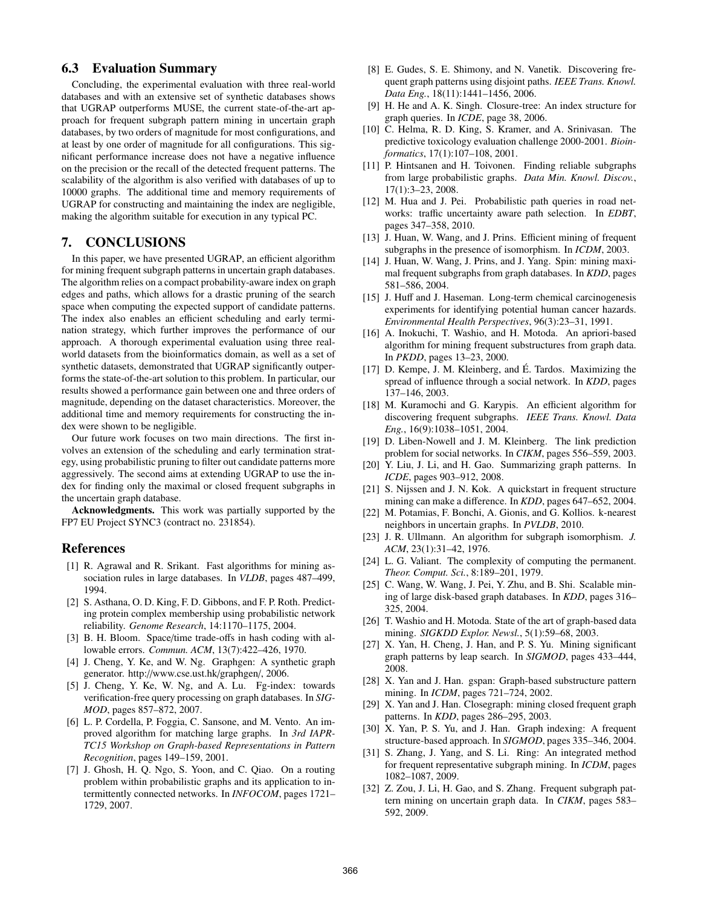### 6.3 Evaluation Summary

Concluding, the experimental evaluation with three real-world databases and with an extensive set of synthetic databases shows that UGRAP outperforms MUSE, the current state-of-the-art approach for frequent subgraph pattern mining in uncertain graph databases, by two orders of magnitude for most configurations, and at least by one order of magnitude for all configurations. This significant performance increase does not have a negative influence on the precision or the recall of the detected frequent patterns. The scalability of the algorithm is also verified with databases of up to 10000 graphs. The additional time and memory requirements of UGRAP for constructing and maintaining the index are negligible, making the algorithm suitable for execution in any typical PC.

## 7. CONCLUSIONS

In this paper, we have presented UGRAP, an efficient algorithm for mining frequent subgraph patterns in uncertain graph databases. The algorithm relies on a compact probability-aware index on graph edges and paths, which allows for a drastic pruning of the search space when computing the expected support of candidate patterns. The index also enables an efficient scheduling and early termination strategy, which further improves the performance of our approach. A thorough experimental evaluation using three real-world datasets from the bioinformatics domain, as well as a set of synthetic datasets, demonstrated that UGRAP significantly outperforms the state-of-the-art solution to this problem. In particular, our results showed a performance gain between one and three orders of magnitude, depending on the dataset characteristics. Moreover, the additional time and memory requirements for constructing the index were shown to be negligible.

Our future work focuses on two main directions. The first involves an extension of the scheduling and early termination strategy, using probabilistic pruning to filter out candidate patterns more aggressively. The second aims at extending UGRAP to use the index for finding only the maximal or closed frequent subgraphs in the uncertain graph database.

**Acknowledgments.** This work was partially supported by the FP7 EU Project SYNC3 (contract no. 231854).

## References

[1] R. Agrawal and R. Srikant. Fast algorithms for mining association rules in large databases. In *VLDB*, pages 487–499, 1994.

[2] S. Asthana, O. D. King, F. D. Gibbons, and F. P. Roth. Predicting protein complex membership using probabilistic network reliability. *Genome Research*, 14:1170–1175, 2004.

[3] B. H. Bloom. Space/time trade-offs in hash coding with allowable errors. *Commun. ACM*, 13(7):422–426, 1970.

[4] J. Cheng, Y. Ke, and W. Ng. Graphgen: A synthetic graph generator. http://www.cse.ust.hk/graphgen/, 2006.

[5] J. Cheng, Y. Ke, W. Ng, and A. Lu. Fg-index: towards verification-free query processing on graph databases. In *SIGMOD*, pages 857–872, 2007.

[6] L. P. Cordella, P. Foggia, C. Sansone, and M. Vento. An improved algorithm for matching large graphs. In *3rd IAPR-TC15 Workshop on Graph-based Representations in Pattern Recognition*, pages 149–159, 2001.

[7] J. Ghosh, H. Q. Ngo, S. Yoon, and C. Qiao. On a routing problem within probabilistic graphs and its application to intermittently connected networks. In *INFOCOM*, pages 1721–1729, 2007.

[8] E. Gudes, S. E. Shimony, and N. Vanetik. Discovering frequent graph patterns using disjoint paths. *IEEE Trans. Knowl. Data Eng.*, 18(11):1441–1456, 2006.

[9] H. He and A. K. Singh. Closure-tree: An index structure for graph queries. In *ICDE*, page 38, 2006.

[10] C. Helma, R. D. King, S. Kramer, and A. Srinivasan. The predictive toxicology evaluation challenge 2000-2001. *Bioinformatics*, 17(1):107–108, 2001.

[11] P. Hintsanen and H. Toivonen. Finding reliable subgraphs from large probabilistic graphs. *Data Min. Knowl. Discov.*, 17(1):3–23, 2008.

[12] M. Hua and J. Pei. Probabilistic path queries in road networks: traffic uncertainty aware path selection. In *EDBT*, pages 347–358, 2010.

[13] J. Huan, W. Wang, and J. Prins. Efficient mining of frequent subgraphs in the presence of isomorphism. In *ICDM*, 2003.

[14] J. Huan, W. Wang, J. Prins, and J. Yang. Spin: mining maximal frequent subgraphs from graph databases. In *KDD*, pages 581–586, 2004.

[15] J. Huff and J. Haseman. Long-term chemical carcinogenesis experiments for identifying potential human cancer hazards. *Environmental Health Perspectives*, 96(3):23–31, 1991.

[16] A. Inokuchi, T. Washio, and H. Motoda. An apriori-based algorithm for mining frequent substructures from graph data. In *PKDD*, pages 13–23, 2000.

[17] D. Kempe, J. M. Kleinberg, and É. Tardos. Maximizing the spread of influence through a social network. In *KDD*, pages 137–146, 2003.

[18] M. Kuramochi and G. Karypis. An efficient algorithm for discovering frequent subgraphs. *IEEE Trans. Knowl. Data Eng.*, 16(9):1038–1051, 2004.

[19] D. Liben-Nowell and J. M. Kleinberg. The link prediction problem for social networks. In *CIKM*, pages 556–559, 2003.

[20] Y. Liu, J. Li, and H. Gao. Summarizing graph patterns. In *ICDE*, pages 903–912, 2008.

[21] S. Nijssen and J. N. Kok. A quickstart in frequent structure mining can make a difference. In *KDD*, pages 647–652, 2004.

[22] M. Potamias, F. Bonchi, A. Gionis, and G. Kollios. k-nearest neighbors in uncertain graphs. In *PVLDB*, 2010.

[23] J. R. Ullmann. An algorithm for subgraph isomorphism. *J. ACM*, 23(1):31–42, 1976.

[24] L. G. Valiant. The complexity of computing the permanent. *Theor. Comput. Sci.*, 8:189–201, 1979.

[25] C. Wang, W. Wang, J. Pei, Y. Zhu, and B. Shi. Scalable mining of large disk-based graph databases. In *KDD*, pages 316–325, 2004.

[26] T. Washio and H. Motoda. State of the art of graph-based data mining. *SIGKDD Explor. Newsl.*, 5(1):59–68, 2003.

[27] X. Yan, H. Cheng, J. Han, and P. S. Yu. Mining significant graph patterns by leap search. In *SIGMOD*, pages 433–444, 2008.

[28] X. Yan and J. Han. gspan: Graph-based substructure pattern mining. In *ICDM*, pages 721–724, 2002.

[29] X. Yan and J. Han. Closegraph: mining closed frequent graph patterns. In *KDD*, pages 286–295, 2003.

[30] X. Yan, P. S. Yu, and J. Han. Graph indexing: A frequent structure-based approach. In *SIGMOD*, pages 335–346, 2004.

[31] S. Zhang, J. Yang, and S. Li. Ring: An integrated method for frequent representative subgraph mining. In *ICDM*, pages 1082–1087, 2009.

[32] Z. Zou, J. Li, H. Gao, and S. Zhang. Frequent subgraph pattern mining on uncertain graph data. In *CIKM*, pages 583–592, 2009.